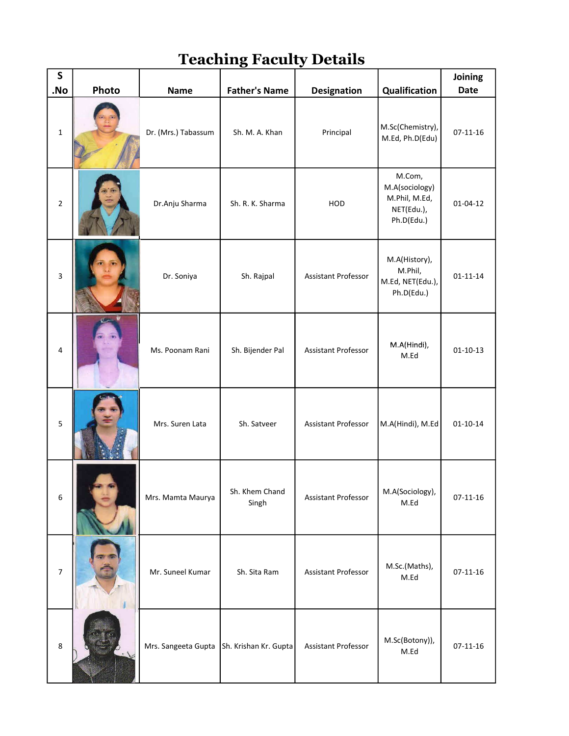# Teaching Faculty Details

| S .No | Photo | Name | Father's Name | Designation | Qualification | Joining Date |
|---|---|---|---|---|---|---|
| 1 | | Dr. (Mrs.) Tabassum | Sh. M. A. Khan | Principal | M.Sc(Chemistry), M.Ed, Ph.D(Edu) | 07-11-16 |
| 2 | | Dr.Anju Sharma | Sh. R. K. Sharma | HOD | M.Com, M.A(sociology) M.Phil, M.Ed, NET(Edu.), Ph.D(Edu.) | 01-04-12 |
| 3 | | Dr. Soniya | Sh. Rajpal | Assistant Professor | M.A(History), M.Phil, M.Ed, NET(Edu.), Ph.D(Edu.) | 01-11-14 |
| 4 | | Ms. Poonam Rani | Sh. Bijender Pal | Assistant Professor | M.A(Hindi), M.Ed | 01-10-13 |
| 5 | | Mrs. Suren Lata | Sh. Satveer | Assistant Professor | M.A(Hindi), M.Ed | 01-10-14 |
| 6 | | Mrs. Mamta Maurya | Sh. Khem Chand Singh | Assistant Professor | M.A(Sociology), M.Ed | 07-11-16 |
| 7 | | Mr. Suneel Kumar | Sh. Sita Ram | Assistant Professor | M.Sc.(Maths), M.Ed | 07-11-16 |
| 8 | | Mrs. Sangeeta Gupta | Sh. Krishan Kr. Gupta | Assistant Professor | M.Sc(Botony)), M.Ed | 07-11-16 |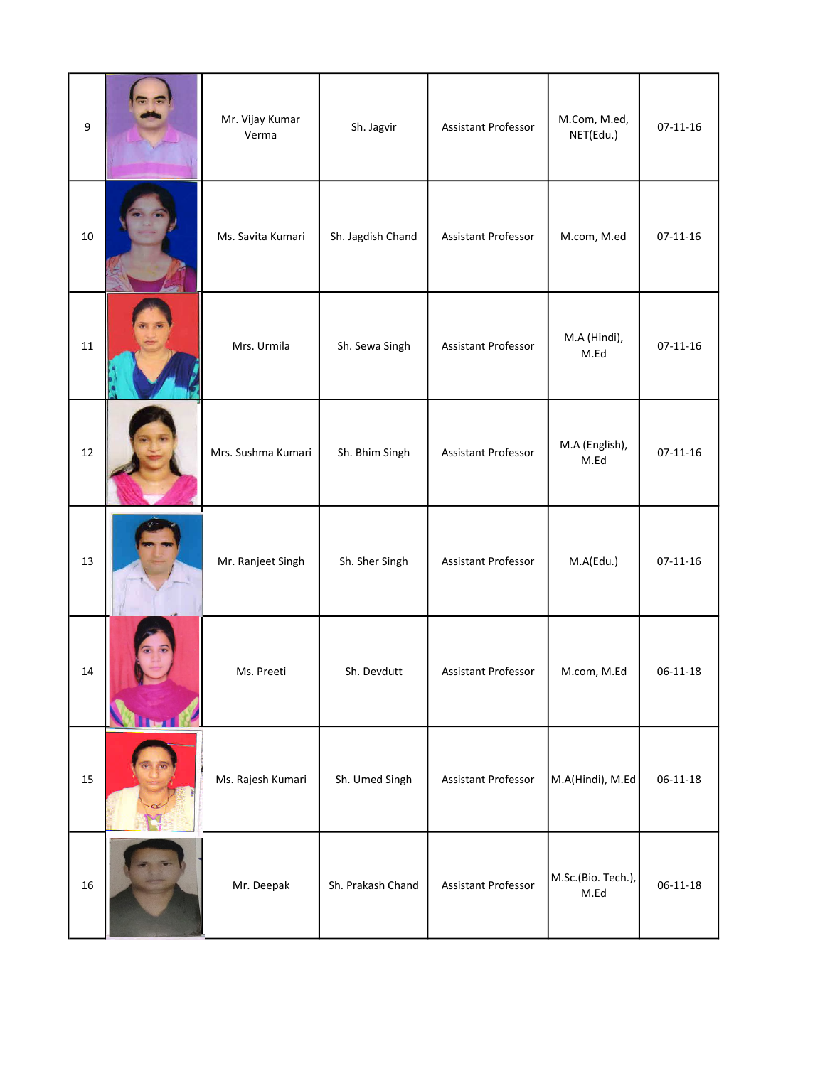| | | | | | | |
|---|---|---|---|---|---|---|
| 9 | | Mr. Vijay Kumar Verma | Sh. Jagvir | Assistant Professor | M.Com, M.ed, NET(Edu.) | 07-11-16 |
| 10 | | Ms. Savita Kumari | Sh. Jagdish Chand | Assistant Professor | M.com, M.ed | 07-11-16 |
| 11 | | Mrs. Urmila | Sh. Sewa Singh | Assistant Professor | M.A (Hindi), M.Ed | 07-11-16 |
| 12 | | Mrs. Sushma Kumari | Sh. Bhim Singh | Assistant Professor | M.A (English), M.Ed | 07-11-16 |
| 13 | | Mr. Ranjeet Singh | Sh. Sher Singh | Assistant Professor | M.A(Edu.) | 07-11-16 |
| 14 | | Ms. Preeti | Sh. Devdutt | Assistant Professor | M.com, M.Ed | 06-11-18 |
| 15 | | Ms. Rajesh Kumari | Sh. Umed Singh | Assistant Professor | M.A(Hindi), M.Ed | 06-11-18 |
| 16 | | Mr. Deepak | Sh. Prakash Chand | Assistant Professor | M.Sc.(Bio. Tech.), M.Ed | 06-11-18 |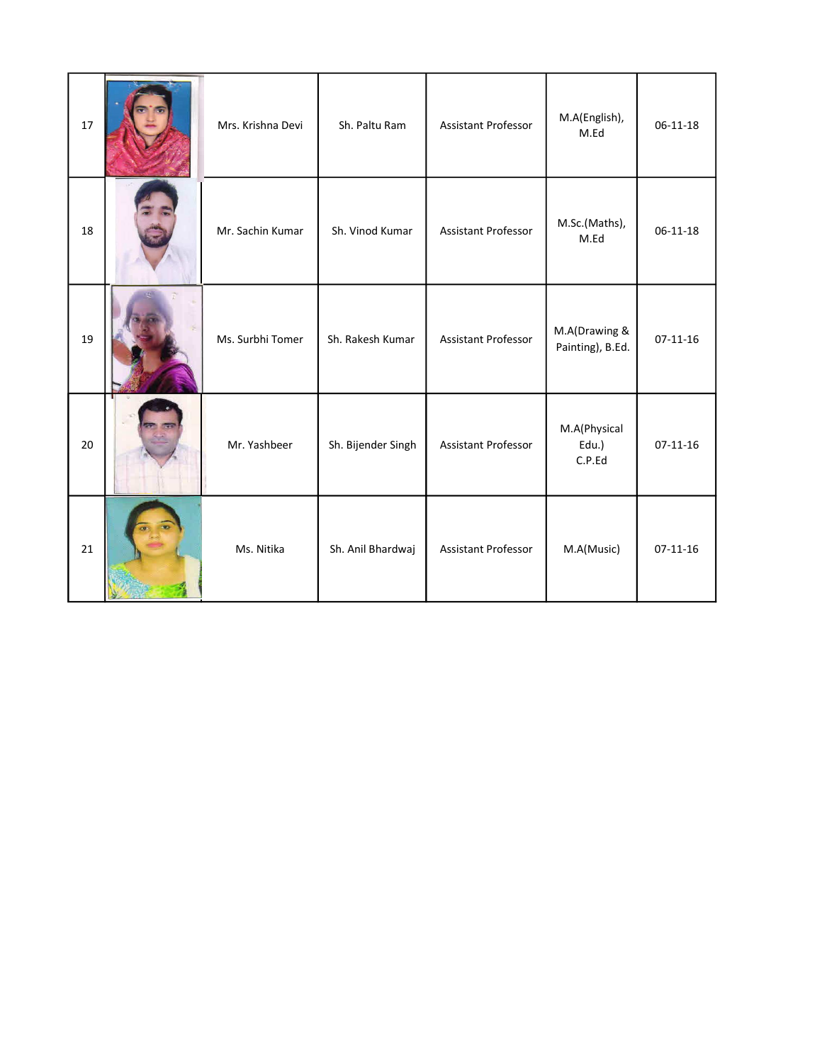| | | | | | | |
|---|---|---|---|---|---|---|
| 17 | | Mrs. Krishna Devi | Sh. Paltu Ram | Assistant Professor | M.A(English), M.Ed | 06-11-18 |
| 18 | | Mr. Sachin Kumar | Sh. Vinod Kumar | Assistant Professor | M.Sc.(Maths), M.Ed | 06-11-18 |
| 19 | | Ms. Surbhi Tomer | Sh. Rakesh Kumar | Assistant Professor | M.A(Drawing & Painting), B.Ed. | 07-11-16 |
| 20 | | Mr. Yashbeer | Sh. Bijender Singh | Assistant Professor | M.A(Physical Edu.) C.P.Ed | 07-11-16 |
| 21 | | Ms. Nitika | Sh. Anil Bhardwaj | Assistant Professor | M.A(Music) | 07-11-16 |